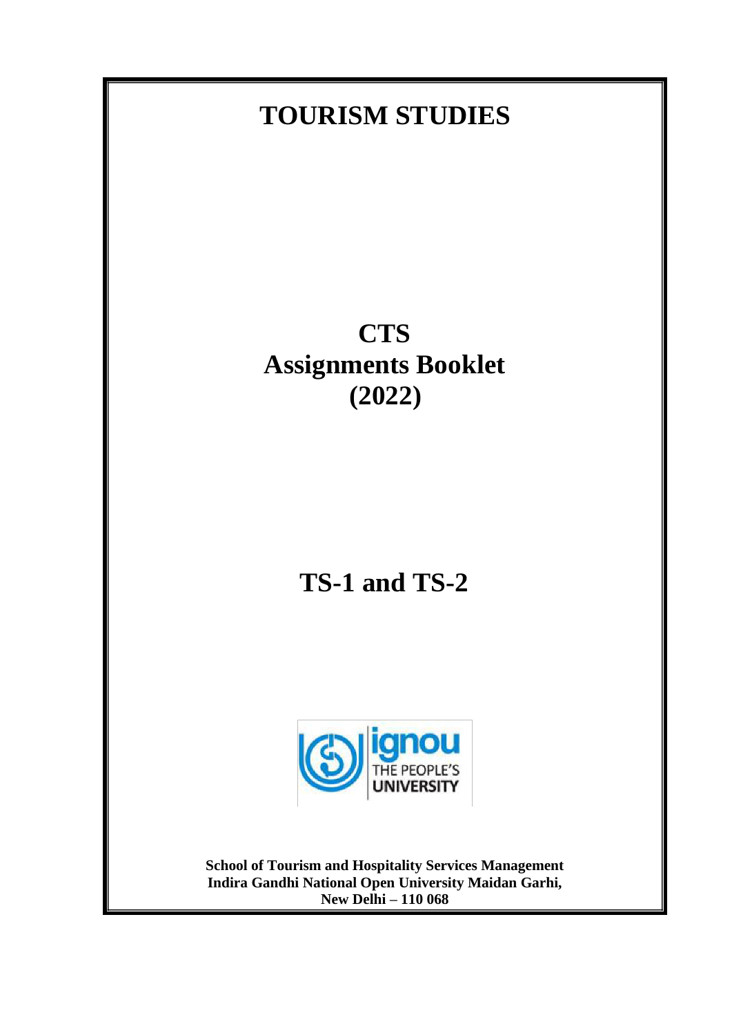# TOURISM STUDIES

# CTS
# Assignments Booklet
# (2022)

# TS-1 and TS-2

**School of Tourism and Hospitality Services Management**
**Indira Gandhi National Open University Maidan Garhi,**
**New Delhi – 110 068**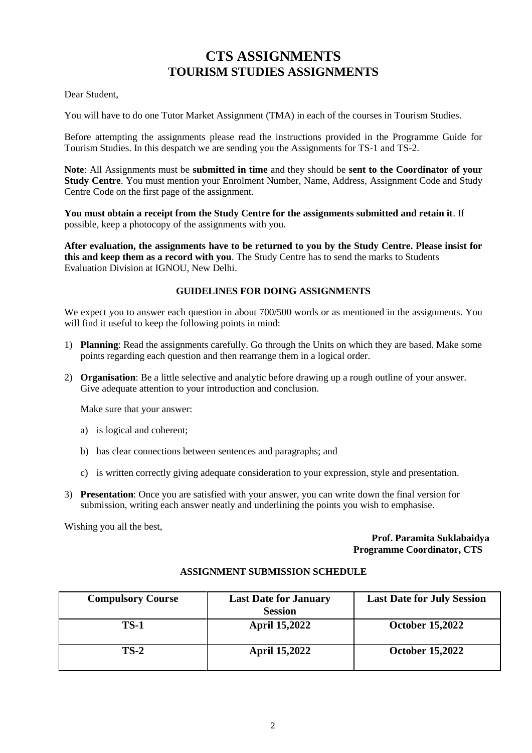# CTS ASSIGNMENTS
## TOURISM STUDIES ASSIGNMENTS

Dear Student,

You will have to do one Tutor Market Assignment (TMA) in each of the courses in Tourism Studies.

Before attempting the assignments please read the instructions provided in the Programme Guide for Tourism Studies. In this despatch we are sending you the Assignments for TS-1 and TS-2.

**Note**: All Assignments must be **submitted in time** and they should be **sent to the Coordinator of your Study Centre**. You must mention your Enrolment Number, Name, Address, Assignment Code and Study Centre Code on the first page of the assignment.

**You must obtain a receipt from the Study Centre for the assignments submitted and retain it**. If possible, keep a photocopy of the assignments with you.

**After evaluation, the assignments have to be returned to you by the Study Centre. Please insist for this and keep them as a record with you**. The Study Centre has to send the marks to Students Evaluation Division at IGNOU, New Delhi.

### GUIDELINES FOR DOING ASSIGNMENTS

We expect you to answer each question in about 700/500 words or as mentioned in the assignments. You will find it useful to keep the following points in mind:

1) **Planning**: Read the assignments carefully. Go through the Units on which they are based. Make some points regarding each question and then rearrange them in a logical order.

2) **Organisation**: Be a little selective and analytic before drawing up a rough outline of your answer. Give adequate attention to your introduction and conclusion.

   Make sure that your answer:

   a) is logical and coherent;

   b) has clear connections between sentences and paragraphs; and

   c) is written correctly giving adequate consideration to your expression, style and presentation.

3) **Presentation**: Once you are satisfied with your answer, you can write down the final version for submission, writing each answer neatly and underlining the points you wish to emphasise.

Wishing you all the best,

**Prof. Paramita Suklabaidya**
**Programme Coordinator, CTS**

### ASSIGNMENT SUBMISSION SCHEDULE

| Compulsory Course | Last Date for January Session | Last Date for July Session |
|---|---|---|
| TS-1 | April 15,2022 | October 15,2022 |
| TS-2 | April 15,2022 | October 15,2022 |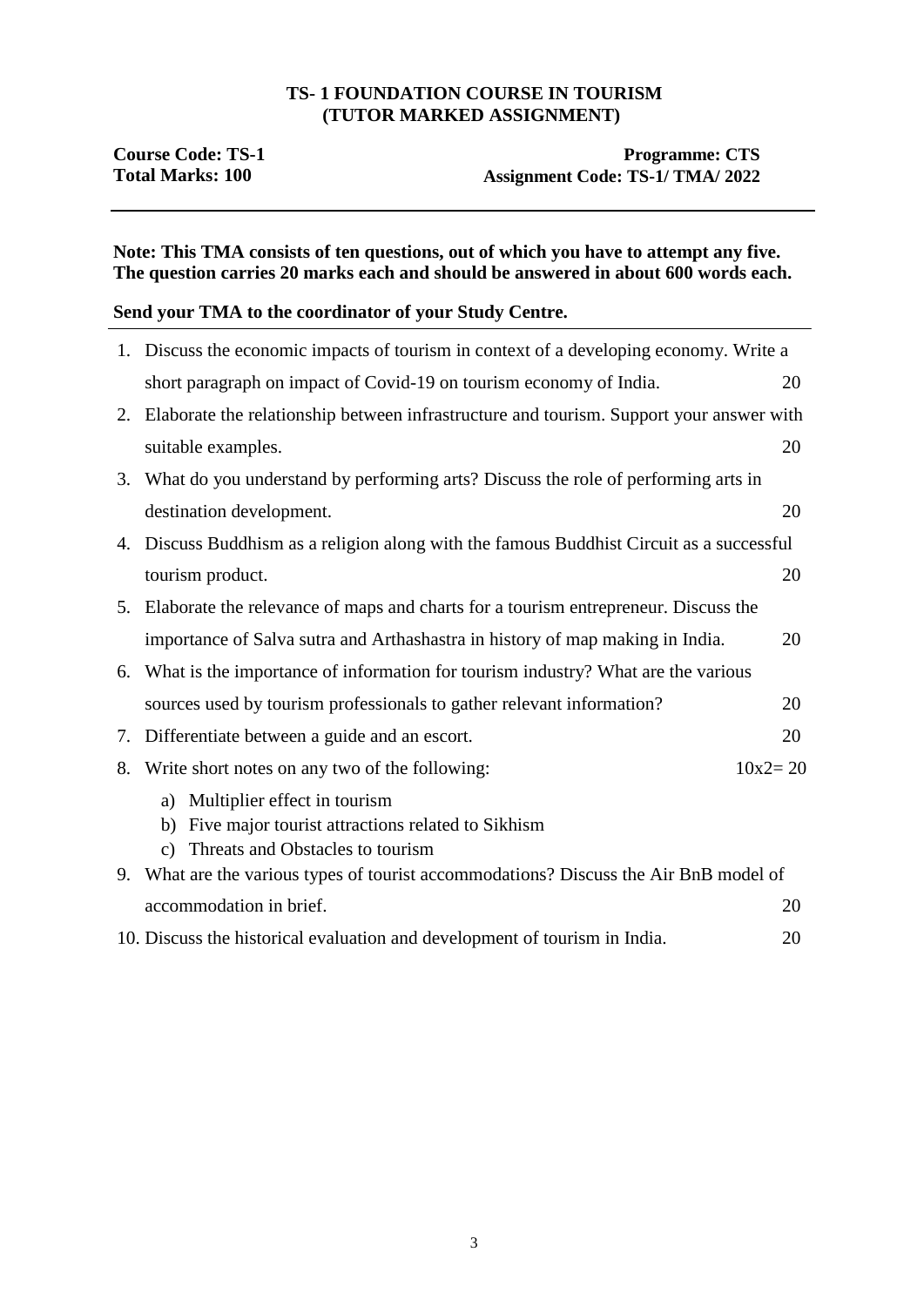**TS- 1 FOUNDATION COURSE IN TOURISM**
**(TUTOR MARKED ASSIGNMENT)**

**Course Code: TS-1** — **Programme: CTS**
**Total Marks: 100** — **Assignment Code: TS-1/ TMA/ 2022**

---

**Note: This TMA consists of ten questions, out of which you have to attempt any five. The question carries 20 marks each and should be answered in about 600 words each.**

**Send your TMA to the coordinator of your Study Centre.**

---

1. Discuss the economic impacts of tourism in context of a developing economy. Write a short paragraph on impact of Covid-19 on tourism economy of India. 20
2. Elaborate the relationship between infrastructure and tourism. Support your answer with suitable examples. 20
3. What do you understand by performing arts? Discuss the role of performing arts in destination development. 20
4. Discuss Buddhism as a religion along with the famous Buddhist Circuit as a successful tourism product. 20
5. Elaborate the relevance of maps and charts for a tourism entrepreneur. Discuss the importance of Salva sutra and Arthashastra in history of map making in India. 20
6. What is the importance of information for tourism industry? What are the various sources used by tourism professionals to gather relevant information? 20
7. Differentiate between a guide and an escort. 20
8. Write short notes on any two of the following: 10x2= 20
   a) Multiplier effect in tourism
   b) Five major tourist attractions related to Sikhism
   c) Threats and Obstacles to tourism
9. What are the various types of tourist accommodations? Discuss the Air BnB model of accommodation in brief. 20
10. Discuss the historical evaluation and development of tourism in India. 20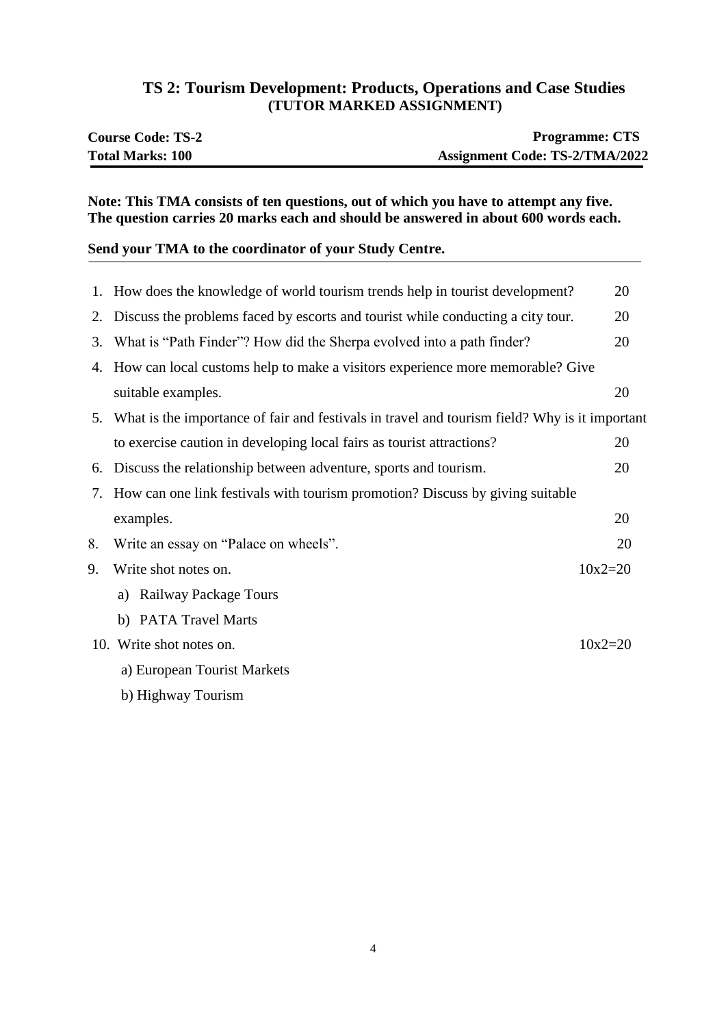## TS 2: Tourism Development: Products, Operations and Case Studies
### (TUTOR MARKED ASSIGNMENT)

| | |
|---|---|
| **Course Code: TS-2** | **Programme: CTS** |
| **Total Marks: 100** | **Assignment Code: TS-2/TMA/2022** |

**Note: This TMA consists of ten questions, out of which you have to attempt any five. The question carries 20 marks each and should be answered in about 600 words each.**

**Send your TMA to the coordinator of your Study Centre.**

1. How does the knowledge of world tourism trends help in tourist development? 20
2. Discuss the problems faced by escorts and tourist while conducting a city tour. 20
3. What is "Path Finder"? How did the Sherpa evolved into a path finder? 20
4. How can local customs help to make a visitors experience more memorable? Give suitable examples. 20
5. What is the importance of fair and festivals in travel and tourism field? Why is it important to exercise caution in developing local fairs as tourist attractions? 20
6. Discuss the relationship between adventure, sports and tourism. 20
7. How can one link festivals with tourism promotion? Discuss by giving suitable examples. 20
8. Write an essay on "Palace on wheels". 20
9. Write shot notes on. 10x2=20
   a) Railway Package Tours
   b) PATA Travel Marts
10. Write shot notes on. 10x2=20
    a) European Tourist Markets
    b) Highway Tourism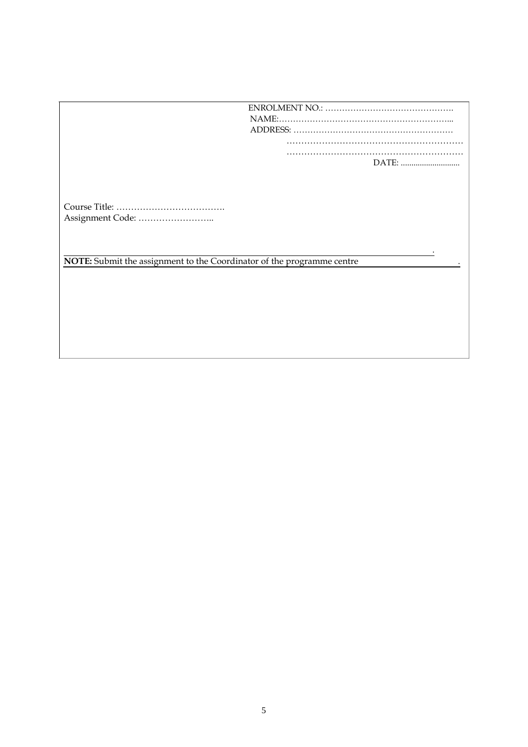ENROLMENT NO.: ……………………………………….
NAME:……………………………………………………...
ADDRESS: …………………………………………………
……………………………………………………
……………………………………………………
DATE: ............................

Course Title: ……………………………….
Assignment Code: ……………………..

**NOTE:** Submit the assignment to the Coordinator of the programme centre